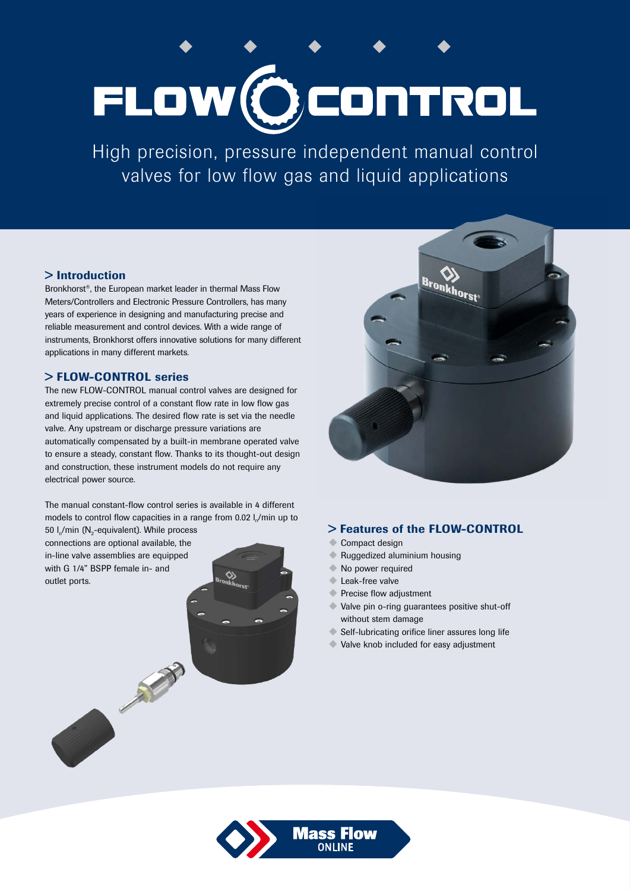# FLOW CONTROL

High precision, pressure independent manual control valves for low flow gas and liquid applications

## > Introduction

Bronkhorst®, the European market leader in thermal Mass Flow Meters/Controllers and Electronic Pressure Controllers, has many years of experience in designing and manufacturing precise and reliable measurement and control devices. With a wide range of instruments, Bronkhorst offers innovative solutions for many different applications in many different markets.

## > FLOW-CONTROL series

The new FLOW-CONTROL manual control valves are designed for extremely precise control of a constant flow rate in low flow gas and liquid applications. The desired flow rate is set via the needle valve. Any upstream or discharge pressure variations are automatically compensated by a built-in membrane operated valve to ensure a steady, constant flow. Thanks to its thought-out design and construction, these instrument models do not require any electrical power source.

The manual constant-flow control series is available in 4 different models to control flow capacities in a range from 0.02 $l_n$/min up to 50 $l_n$/min ($N_2$-equivalent). While process connections are optional available, the in-line valve assemblies are equipped with G 1/4" BSPP female in- and outlet ports.

## > Features of the FLOW-CONTROL

- Compact design
- Ruggedized aluminium housing
- No power required
- Leak-free valve
- Precise flow adjustment
- Valve pin o-ring guarantees positive shut-off without stem damage
- Self-lubricating orifice liner assures long life
- Valve knob included for easy adjustment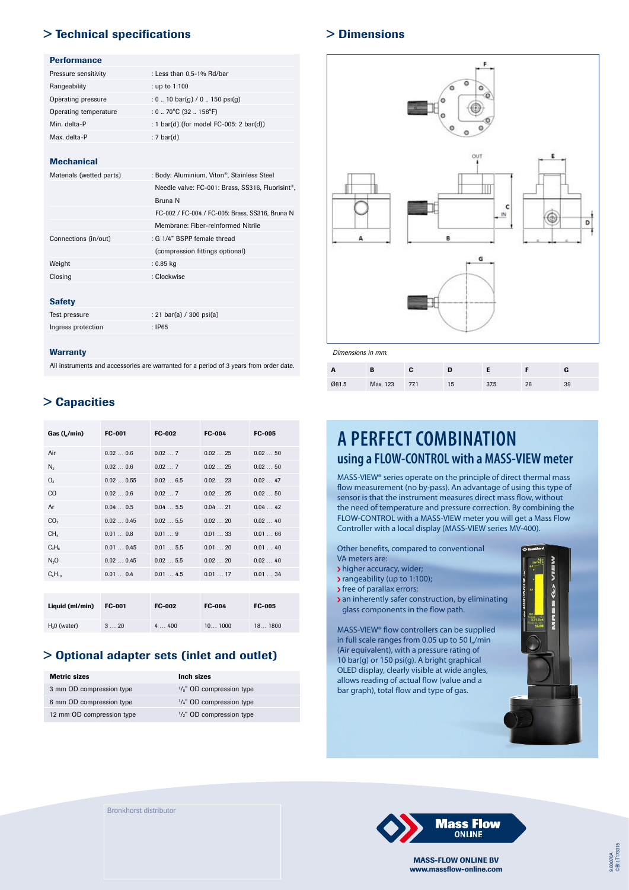## > Technical specifications

### Performance

| | |
|---|---|
| Pressure sensitivity | : Less than 0,5-1% Rd/bar |
| Rangeability | : up to 1:100 |
| Operating pressure | : 0 .. 10 bar(g) / 0 .. 150 psi(g) |
| Operating temperature | : 0 .. 70°C (32 .. 158°F) |
| Min. delta-P | : 1 bar(d) (for model FC-005: 2 bar(d)) |
| Max. delta-P | : 7 bar(d) |

### Mechanical

| | |
|---|---|
| Materials (wetted parts) | : Body: Aluminium, Viton®, Stainless Steel |
| | Needle valve: FC-001: Brass, SS316, Fluorisint®, |
| | Bruna N |
| | FC-002 / FC-004 / FC-005: Brass, SS316, Bruna N |
| | Membrane: Fiber-reinforced Nitrile |
| Connections (in/out) | : G 1/4" BSPP female thread |
| | (compression fittings optional) |
| Weight | : 0.85 kg |
| Closing | : Clockwise |

### Safety

| | |
|---|---|
| Test pressure | : 21 bar(a) / 300 psi(a) |
| Ingress protection | : IP65 |

### Warranty

All instruments and accessories are warranted for a period of 3 years from order date.

## > Dimensions

F

OUT

E

C

IN

D

A

B

G

*Dimensions in mm.*

| A | B | C | D | E | F | G |
|---|---|---|---|---|---|---|
| Ø81.5 | Max. 123 | 77.1 | 15 | 37.5 | 26 | 39 |

## > Capacities

| Gas ($l_n$/min) | FC-001 | FC-002 | FC-004 | FC-005 |
|---|---|---|---|---|
| Air | 0.02 … 0.6 | 0.02 … 7 | 0.02 … 25 | 0.02 … 50 |
| $N_2$ | 0.02 … 0.6 | 0.02 … 7 | 0.02 … 25 | 0.02 … 50 |
| $O_2$ | 0.02 … 0.55 | 0.02 … 6.5 | 0.02 … 23 | 0.02 … 47 |
| CO | 0.02 … 0.6 | 0.02 … 7 | 0.02 … 25 | 0.02 … 50 |
| Ar | 0.04 … 0.5 | 0.04 … 5.5 | 0.04 … 21 | 0.04 … 42 |
| $CO_2$ | 0.02 … 0.45 | 0.02 … 5.5 | 0.02 … 20 | 0.02 … 40 |
| $CH_4$ | 0.01 … 0.8 | 0.01 … 9 | 0.01 … 33 | 0.01 … 66 |
| $C_3H_8$ | 0.01 … 0.45 | 0.01 … 5.5 | 0.01 … 20 | 0.01 … 40 |
| $N_2O$ | 0.02 … 0.45 | 0.02 … 5.5 | 0.02 … 20 | 0.02 … 40 |
| $C_4H_{10}$ | 0.01 … 0.4 | 0.01 … 4.5 | 0.01 … 17 | 0.01 … 34 |

| Liquid (ml/min) | FC-001 | FC-002 | FC-004 | FC-005 |
|---|---|---|---|---|
| $H_2O$ (water) | 3 … 20 | 4 … 400 | 10 … 1000 | 18 … 1800 |

## > Optional adapter sets (inlet and outlet)

| Metric sizes | Inch sizes |
|---|---|
| 3 mm OD compression type | 1/8" OD compression type |
| 6 mm OD compression type | 1/4" OD compression type |
| 12 mm OD compression type | 1/2" OD compression type |

# A PERFECT COMBINATION

## using a FLOW-CONTROL with a MASS-VIEW meter

MASS-VIEW® series operate on the principle of direct thermal mass flow measurement (no by-pass). An advantage of using this type of sensor is that the instrument measures direct mass flow, without the need of temperature and pressure correction. By combining the FLOW-CONTROL with a MASS-VIEW meter you will get a Mass Flow Controller with a local display (MASS-VIEW series MV-400).

Other benefits, compared to conventional VA meters are:

- higher accuracy, wider;
- rangeability (up to 1:100);
- free of parallax errors;
- an inherently safer construction, by eliminating glass components in the flow path.

MASS-VIEW® flow controllers can be supplied in full scale ranges from 0.05 up to 50 $l_n$/min (Air equivalent), with a pressure rating of 10 bar(g) or 150 psi(g). A bright graphical OLED display, clearly visible at wide angles, allows reading of actual flow (value and a bar graph), total flow and type of gas.

Bronkhorst distributor

Mass Flow ONLINE

**MASS-FLOW ONLINE BV**
**www.massflow-online.com**

9.60.070A
©BHT-T173315